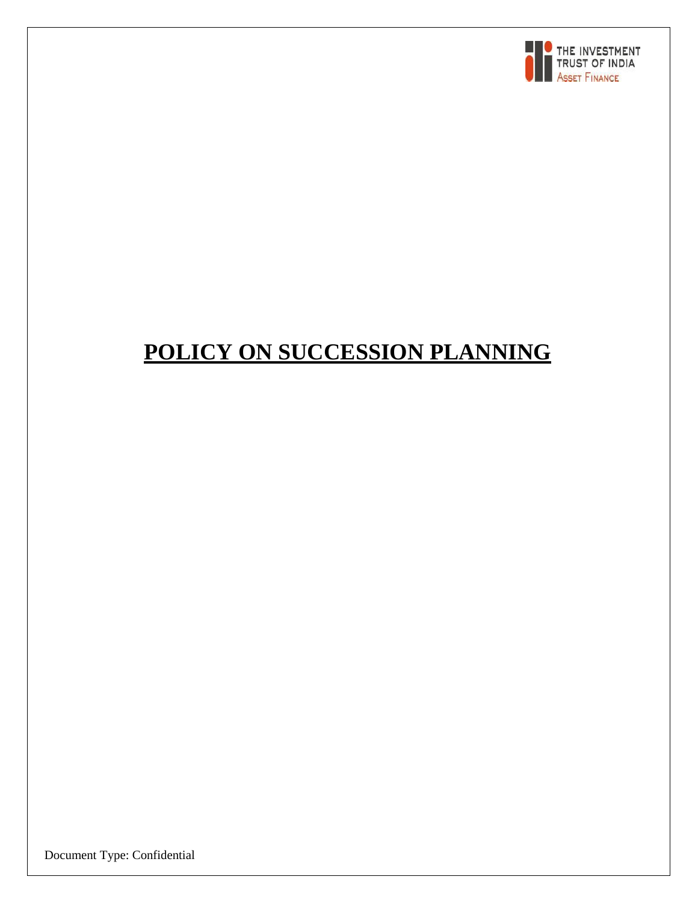THE INVESTMENT TRUST OF INDIA
ASSET FINANCE

# POLICY ON SUCCESSION PLANNING

Document Type: Confidential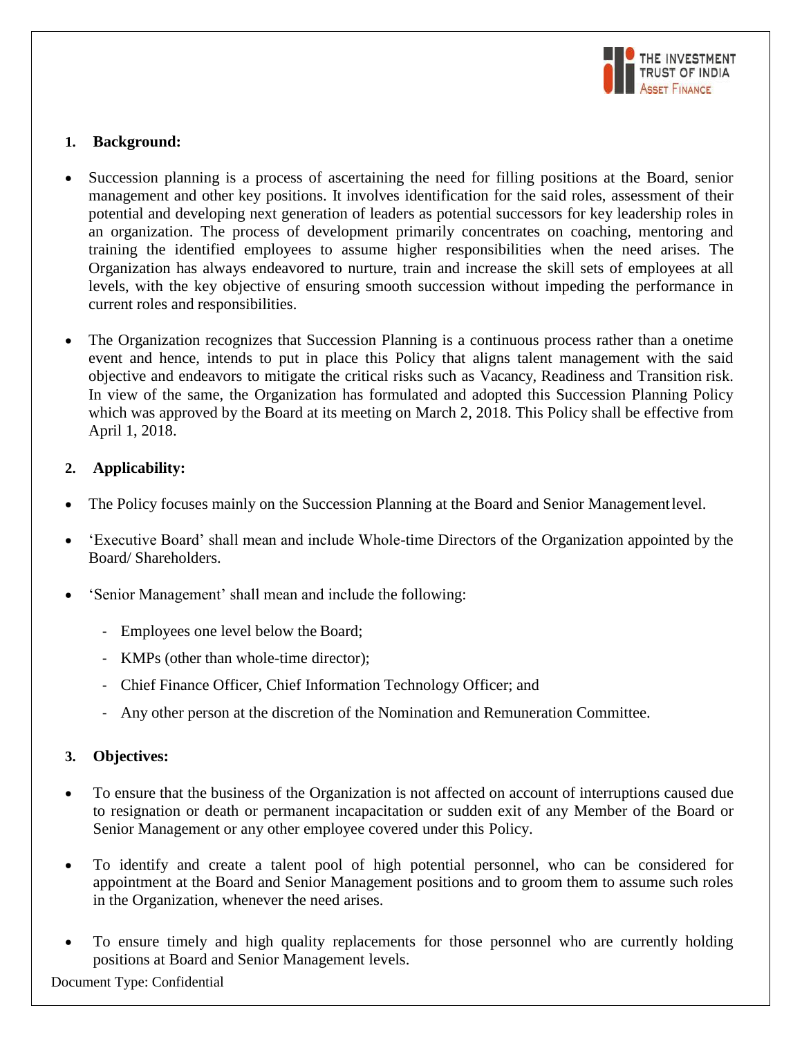## 1. Background:

- Succession planning is a process of ascertaining the need for filling positions at the Board, senior management and other key positions. It involves identification for the said roles, assessment of their potential and developing next generation of leaders as potential successors for key leadership roles in an organization. The process of development primarily concentrates on coaching, mentoring and training the identified employees to assume higher responsibilities when the need arises. The Organization has always endeavored to nurture, train and increase the skill sets of employees at all levels, with the key objective of ensuring smooth succession without impeding the performance in current roles and responsibilities.

- The Organization recognizes that Succession Planning is a continuous process rather than a onetime event and hence, intends to put in place this Policy that aligns talent management with the said objective and endeavors to mitigate the critical risks such as Vacancy, Readiness and Transition risk. In view of the same, the Organization has formulated and adopted this Succession Planning Policy which was approved by the Board at its meeting on March 2, 2018. This Policy shall be effective from April 1, 2018.

## 2. Applicability:

- The Policy focuses mainly on the Succession Planning at the Board and Senior Management level.

- 'Executive Board' shall mean and include Whole-time Directors of the Organization appointed by the Board/ Shareholders.

- 'Senior Management' shall mean and include the following:

  - Employees one level below the Board;
  - KMPs (other than whole-time director);
  - Chief Finance Officer, Chief Information Technology Officer; and
  - Any other person at the discretion of the Nomination and Remuneration Committee.

## 3. Objectives:

- To ensure that the business of the Organization is not affected on account of interruptions caused due to resignation or death or permanent incapacitation or sudden exit of any Member of the Board or Senior Management or any other employee covered under this Policy.

- To identify and create a talent pool of high potential personnel, who can be considered for appointment at the Board and Senior Management positions and to groom them to assume such roles in the Organization, whenever the need arises.

- To ensure timely and high quality replacements for those personnel who are currently holding positions at Board and Senior Management levels.

Document Type: Confidential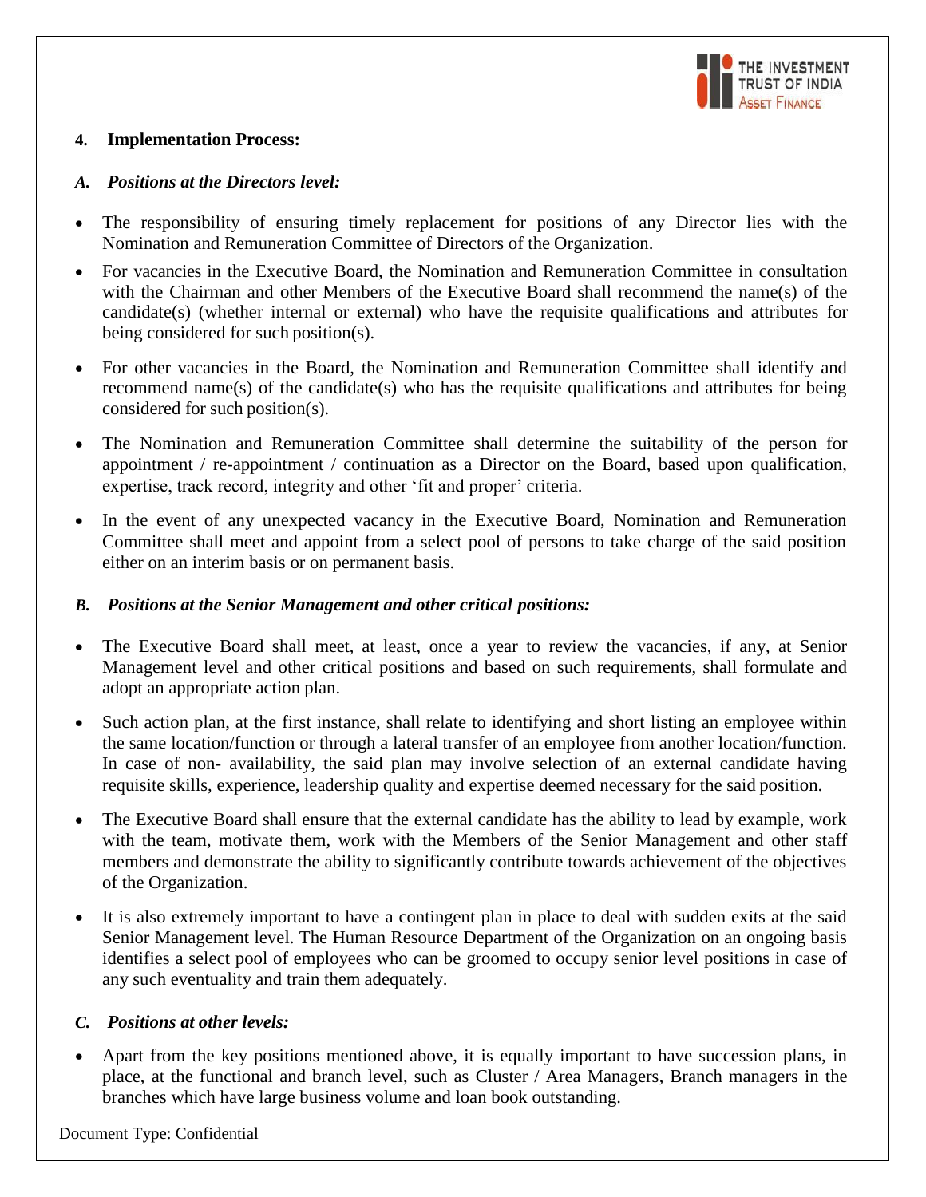## 4. Implementation Process:

### *A. Positions at the Directors level:*

- The responsibility of ensuring timely replacement for positions of any Director lies with the Nomination and Remuneration Committee of Directors of the Organization.
- For vacancies in the Executive Board, the Nomination and Remuneration Committee in consultation with the Chairman and other Members of the Executive Board shall recommend the name(s) of the candidate(s) (whether internal or external) who have the requisite qualifications and attributes for being considered for such position(s).
- For other vacancies in the Board, the Nomination and Remuneration Committee shall identify and recommend name(s) of the candidate(s) who has the requisite qualifications and attributes for being considered for such position(s).
- The Nomination and Remuneration Committee shall determine the suitability of the person for appointment / re-appointment / continuation as a Director on the Board, based upon qualification, expertise, track record, integrity and other 'fit and proper' criteria.
- In the event of any unexpected vacancy in the Executive Board, Nomination and Remuneration Committee shall meet and appoint from a select pool of persons to take charge of the said position either on an interim basis or on permanent basis.

### *B. Positions at the Senior Management and other critical positions:*

- The Executive Board shall meet, at least, once a year to review the vacancies, if any, at Senior Management level and other critical positions and based on such requirements, shall formulate and adopt an appropriate action plan.
- Such action plan, at the first instance, shall relate to identifying and short listing an employee within the same location/function or through a lateral transfer of an employee from another location/function. In case of non- availability, the said plan may involve selection of an external candidate having requisite skills, experience, leadership quality and expertise deemed necessary for the said position.
- The Executive Board shall ensure that the external candidate has the ability to lead by example, work with the team, motivate them, work with the Members of the Senior Management and other staff members and demonstrate the ability to significantly contribute towards achievement of the objectives of the Organization.
- It is also extremely important to have a contingent plan in place to deal with sudden exits at the said Senior Management level. The Human Resource Department of the Organization on an ongoing basis identifies a select pool of employees who can be groomed to occupy senior level positions in case of any such eventuality and train them adequately.

### *C. Positions at other levels:*

- Apart from the key positions mentioned above, it is equally important to have succession plans, in place, at the functional and branch level, such as Cluster / Area Managers, Branch managers in the branches which have large business volume and loan book outstanding.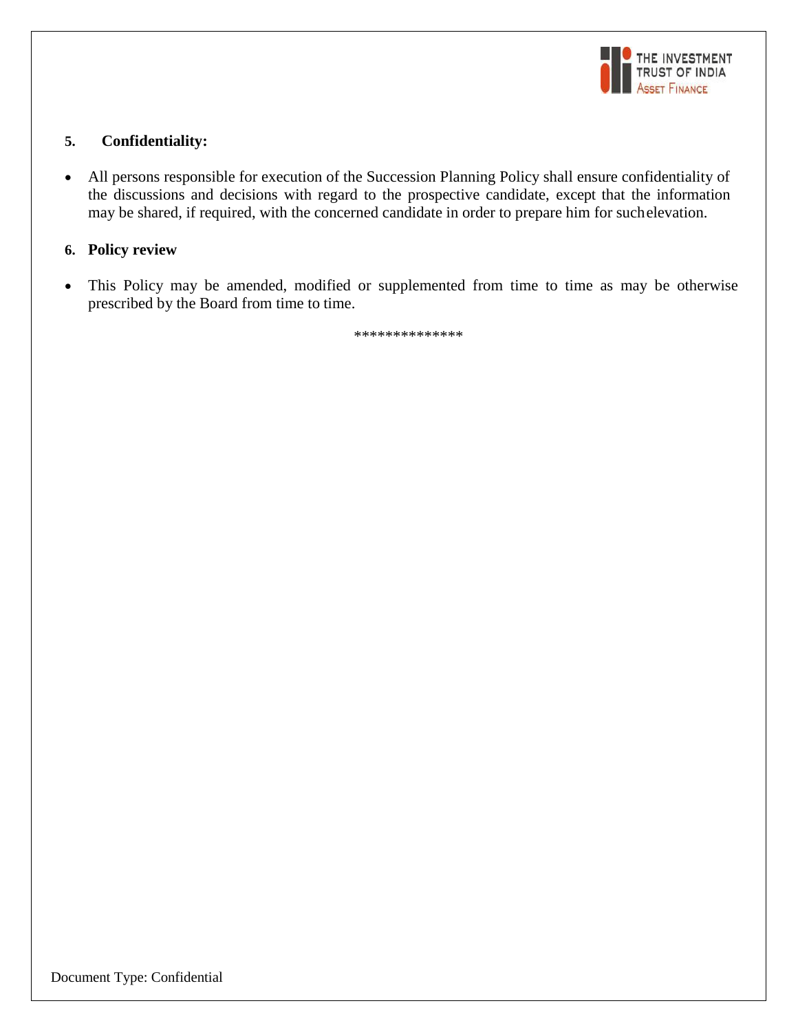## 5. Confidentiality:

- All persons responsible for execution of the Succession Planning Policy shall ensure confidentiality of the discussions and decisions with regard to the prospective candidate, except that the information may be shared, if required, with the concerned candidate in order to prepare him for such elevation.

## 6. Policy review

- This Policy may be amended, modified or supplemented from time to time as may be otherwise prescribed by the Board from time to time.

**************